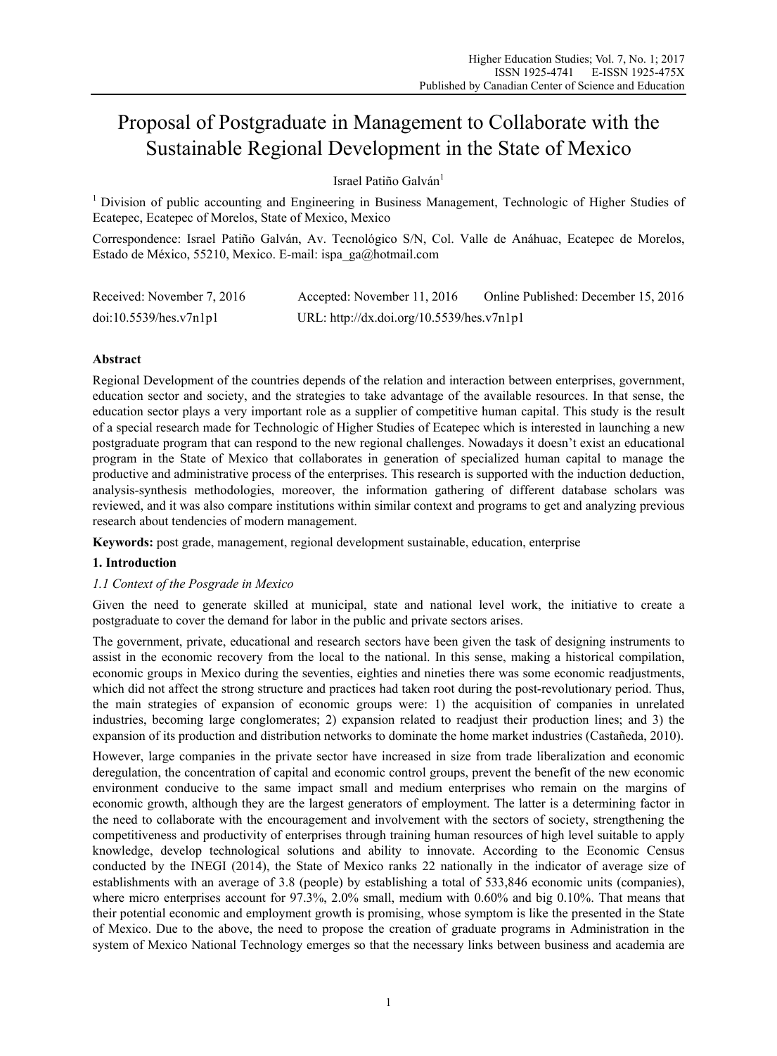# Proposal of Postgraduate in Management to Collaborate with the Sustainable Regional Development in the State of Mexico

Israel Patiño Galván[1]

[1] Division of public accounting and Engineering in Business Management, Technologic of Higher Studies of Ecatepec, Ecatepec of Morelos, State of Mexico, Mexico

Correspondence: Israel Patiño Galván, Av. Tecnológico S/N, Col. Valle de Anáhuac, Ecatepec de Morelos, Estado de México, 55210, Mexico. E-mail: ispa_ga@hotmail.com

Received: November 7, 2016   Accepted: November 11, 2016   Online Published: December 15, 2016

doi:10.5539/hes.v7n1p1   URL: http://dx.doi.org/10.5539/hes.v7n1p1

## Abstract

Regional Development of the countries depends of the relation and interaction between enterprises, government, education sector and society, and the strategies to take advantage of the available resources. In that sense, the education sector plays a very important role as a supplier of competitive human capital. This study is the result of a special research made for Technologic of Higher Studies of Ecatepec which is interested in launching a new postgraduate program that can respond to the new regional challenges. Nowadays it doesn't exist an educational program in the State of Mexico that collaborates in generation of specialized human capital to manage the productive and administrative process of the enterprises. This research is supported with the induction deduction, analysis-synthesis methodologies, moreover, the information gathering of different database scholars was reviewed, and it was also compare institutions within similar context and programs to get and analyzing previous research about tendencies of modern management.

**Keywords:** post grade, management, regional development sustainable, education, enterprise

## 1. Introduction

### *1.1 Context of the Posgrade in Mexico*

Given the need to generate skilled at municipal, state and national level work, the initiative to create a postgraduate to cover the demand for labor in the public and private sectors arises.

The government, private, educational and research sectors have been given the task of designing instruments to assist in the economic recovery from the local to the national. In this sense, making a historical compilation, economic groups in Mexico during the seventies, eighties and nineties there was some economic readjustments, which did not affect the strong structure and practices had taken root during the post-revolutionary period. Thus, the main strategies of expansion of economic groups were: 1) the acquisition of companies in unrelated industries, becoming large conglomerates; 2) expansion related to readjust their production lines; and 3) the expansion of its production and distribution networks to dominate the home market industries (Castañeda, 2010).

However, large companies in the private sector have increased in size from trade liberalization and economic deregulation, the concentration of capital and economic control groups, prevent the benefit of the new economic environment conducive to the same impact small and medium enterprises who remain on the margins of economic growth, although they are the largest generators of employment. The latter is a determining factor in the need to collaborate with the encouragement and involvement with the sectors of society, strengthening the competitiveness and productivity of enterprises through training human resources of high level suitable to apply knowledge, develop technological solutions and ability to innovate. According to the Economic Census conducted by the INEGI (2014), the State of Mexico ranks 22 nationally in the indicator of average size of establishments with an average of 3.8 (people) by establishing a total of 533,846 economic units (companies), where micro enterprises account for 97.3%, 2.0% small, medium with 0.60% and big 0.10%. That means that their potential economic and employment growth is promising, whose symptom is like the presented in the State of Mexico. Due to the above, the need to propose the creation of graduate programs in Administration in the system of Mexico National Technology emerges so that the necessary links between business and academia are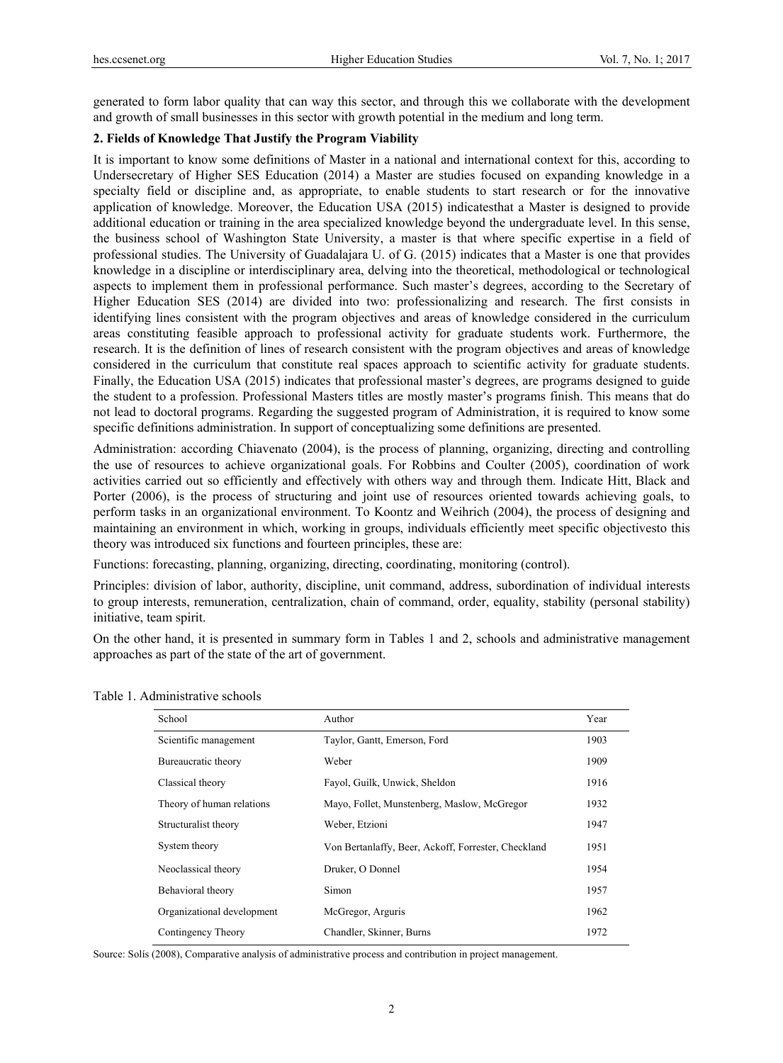generated to form labor quality that can way this sector, and through this we collaborate with the development and growth of small businesses in this sector with growth potential in the medium and long term.

## 2. Fields of Knowledge That Justify the Program Viability

It is important to know some definitions of Master in a national and international context for this, according to Undersecretary of Higher SES Education (2014) a Master are studies focused on expanding knowledge in a specialty field or discipline and, as appropriate, to enable students to start research or for the innovative application of knowledge. Moreover, the Education USA (2015) indicatesthat a Master is designed to provide additional education or training in the area specialized knowledge beyond the undergraduate level. In this sense, the business school of Washington State University, a master is that where specific expertise in a field of professional studies. The University of Guadalajara U. of G. (2015) indicates that a Master is one that provides knowledge in a discipline or interdisciplinary area, delving into the theoretical, methodological or technological aspects to implement them in professional performance. Such master's degrees, according to the Secretary of Higher Education SES (2014) are divided into two: professionalizing and research. The first consists in identifying lines consistent with the program objectives and areas of knowledge considered in the curriculum areas constituting feasible approach to professional activity for graduate students work. Furthermore, the research. It is the definition of lines of research consistent with the program objectives and areas of knowledge considered in the curriculum that constitute real spaces approach to scientific activity for graduate students. Finally, the Education USA (2015) indicates that professional master's degrees, are programs designed to guide the student to a profession. Professional Masters titles are mostly master's programs finish. This means that do not lead to doctoral programs. Regarding the suggested program of Administration, it is required to know some specific definitions administration. In support of conceptualizing some definitions are presented.

Administration: according Chiavenato (2004), is the process of planning, organizing, directing and controlling the use of resources to achieve organizational goals. For Robbins and Coulter (2005), coordination of work activities carried out so efficiently and effectively with others way and through them. Indicate Hitt, Black and Porter (2006), is the process of structuring and joint use of resources oriented towards achieving goals, to perform tasks in an organizational environment. To Koontz and Weihrich (2004), the process of designing and maintaining an environment in which, working in groups, individuals efficiently meet specific objectivesto this theory was introduced six functions and fourteen principles, these are:

Functions: forecasting, planning, organizing, directing, coordinating, monitoring (control).

Principles: division of labor, authority, discipline, unit command, address, subordination of individual interests to group interests, remuneration, centralization, chain of command, order, equality, stability (personal stability) initiative, team spirit.

On the other hand, it is presented in summary form in Tables 1 and 2, schools and administrative management approaches as part of the state of the art of government.

Table 1. Administrative schools

| School | Author | Year |
|---|---|---|
| Scientific management | Taylor, Gantt, Emerson, Ford | 1903 |
| Bureaucratic theory | Weber | 1909 |
| Classical theory | Fayol, Guilk, Unwick, Sheldon | 1916 |
| Theory of human relations | Mayo, Follet, Munstenberg, Maslow, McGregor | 1932 |
| Structuralist theory | Weber, Etzioni | 1947 |
| System theory | Von Bertanlaffy, Beer, Ackoff, Forrester, Checkland | 1951 |
| Neoclassical theory | Druker, O Donnel | 1954 |
| Behavioral theory | Simon | 1957 |
| Organizational development | McGregor, Arguris | 1962 |
| Contingency Theory | Chandler, Skinner, Burns | 1972 |

Source: Solís (2008), Comparative analysis of administrative process and contribution in project management.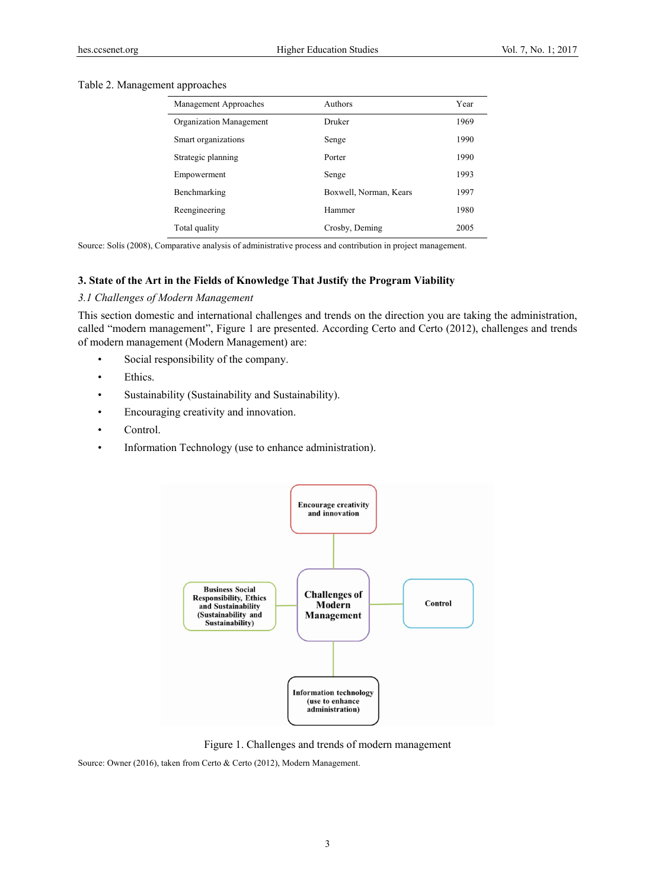Table 2. Management approaches

| Management Approaches | Authors | Year |
|---|---|---|
| Organization Management | Druker | 1969 |
| Smart organizations | Senge | 1990 |
| Strategic planning | Porter | 1990 |
| Empowerment | Senge | 1993 |
| Benchmarking | Boxwell, Norman, Kears | 1997 |
| Reengineering | Hammer | 1980 |
| Total quality | Crosby, Deming | 2005 |

Source: Solís (2008), Comparative analysis of administrative process and contribution in project management.

## 3. State of the Art in the Fields of Knowledge That Justify the Program Viability

### *3.1 Challenges of Modern Management*

This section domestic and international challenges and trends on the direction you are taking the administration, called "modern management", Figure 1 are presented. According Certo and Certo (2012), challenges and trends of modern management (Modern Management) are:

- Social responsibility of the company.
- Ethics.
- Sustainability (Sustainability and Sustainability).
- Encouraging creativity and innovation.
- Control.
- Information Technology (use to enhance administration).

Figure 1. Challenges and trends of modern management

Source: Owner (2016), taken from Certo & Certo (2012), Modern Management.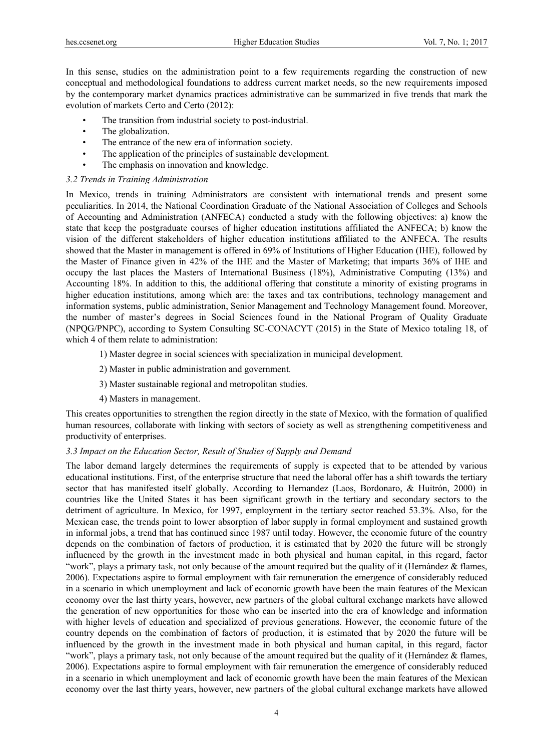In this sense, studies on the administration point to a few requirements regarding the construction of new conceptual and methodological foundations to address current market needs, so the new requirements imposed by the contemporary market dynamics practices administrative can be summarized in five trends that mark the evolution of markets Certo and Certo (2012):

- The transition from industrial society to post-industrial.
- The globalization.
- The entrance of the new era of information society.
- The application of the principles of sustainable development.
- The emphasis on innovation and knowledge.

### *3.2 Trends in Training Administration*

In Mexico, trends in training Administrators are consistent with international trends and present some peculiarities. In 2014, the National Coordination Graduate of the National Association of Colleges and Schools of Accounting and Administration (ANFECA) conducted a study with the following objectives: a) know the state that keep the postgraduate courses of higher education institutions affiliated the ANFECA; b) know the vision of the different stakeholders of higher education institutions affiliated to the ANFECA. The results showed that the Master in management is offered in 69% of Institutions of Higher Education (IHE), followed by the Master of Finance given in 42% of the IHE and the Master of Marketing; that imparts 36% of IHE and occupy the last places the Masters of International Business (18%), Administrative Computing (13%) and Accounting 18%. In addition to this, the additional offering that constitute a minority of existing programs in higher education institutions, among which are: the taxes and tax contributions, technology management and information systems, public administration, Senior Management and Technology Management found. Moreover, the number of master's degrees in Social Sciences found in the National Program of Quality Graduate (NPQG/PNPC), according to System Consulting SC-CONACYT (2015) in the State of Mexico totaling 18, of which 4 of them relate to administration:

1) Master degree in social sciences with specialization in municipal development.

2) Master in public administration and government.

3) Master sustainable regional and metropolitan studies.

4) Masters in management.

This creates opportunities to strengthen the region directly in the state of Mexico, with the formation of qualified human resources, collaborate with linking with sectors of society as well as strengthening competitiveness and productivity of enterprises.

### *3.3 Impact on the Education Sector, Result of Studies of Supply and Demand*

The labor demand largely determines the requirements of supply is expected that to be attended by various educational institutions. First, of the enterprise structure that need the laboral offer has a shift towards the tertiary sector that has manifested itself globally. According to Hernandez (Laos, Bordonaro, & Huitrón, 2000) in countries like the United States it has been significant growth in the tertiary and secondary sectors to the detriment of agriculture. In Mexico, for 1997, employment in the tertiary sector reached 53.3%. Also, for the Mexican case, the trends point to lower absorption of labor supply in formal employment and sustained growth in informal jobs, a trend that has continued since 1987 until today. However, the economic future of the country depends on the combination of factors of production, it is estimated that by 2020 the future will be strongly influenced by the growth in the investment made in both physical and human capital, in this regard, factor "work", plays a primary task, not only because of the amount required but the quality of it (Hernández & flames, 2006). Expectations aspire to formal employment with fair remuneration the emergence of considerably reduced in a scenario in which unemployment and lack of economic growth have been the main features of the Mexican economy over the last thirty years, however, new partners of the global cultural exchange markets have allowed the generation of new opportunities for those who can be inserted into the era of knowledge and information with higher levels of education and specialized of previous generations. However, the economic future of the country depends on the combination of factors of production, it is estimated that by 2020 the future will be influenced by the growth in the investment made in both physical and human capital, in this regard, factor "work", plays a primary task, not only because of the amount required but the quality of it (Hernández & flames, 2006). Expectations aspire to formal employment with fair remuneration the emergence of considerably reduced in a scenario in which unemployment and lack of economic growth have been the main features of the Mexican economy over the last thirty years, however, new partners of the global cultural exchange markets have allowed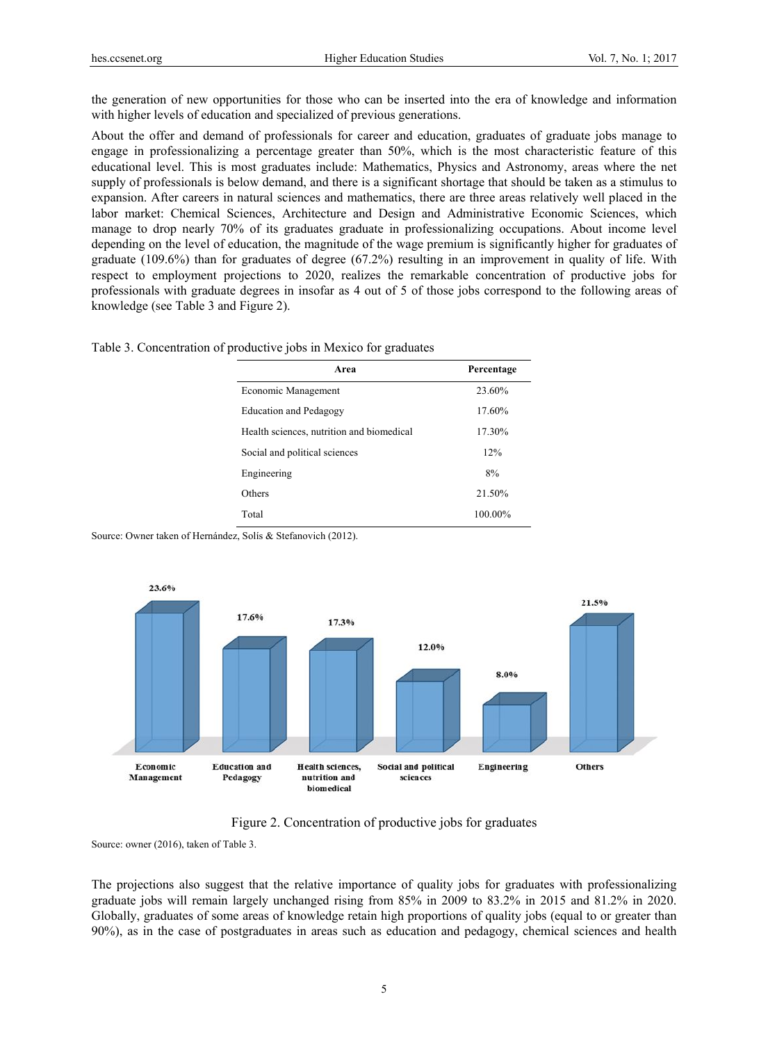the generation of new opportunities for those who can be inserted into the era of knowledge and information with higher levels of education and specialized of previous generations.

About the offer and demand of professionals for career and education, graduates of graduate jobs manage to engage in professionalizing a percentage greater than 50%, which is the most characteristic feature of this educational level. This is most graduates include: Mathematics, Physics and Astronomy, areas where the net supply of professionals is below demand, and there is a significant shortage that should be taken as a stimulus to expansion. After careers in natural sciences and mathematics, there are three areas relatively well placed in the labor market: Chemical Sciences, Architecture and Design and Administrative Economic Sciences, which manage to drop nearly 70% of its graduates graduate in professionalizing occupations. About income level depending on the level of education, the magnitude of the wage premium is significantly higher for graduates of graduate (109.6%) than for graduates of degree (67.2%) resulting in an improvement in quality of life. With respect to employment projections to 2020, realizes the remarkable concentration of productive jobs for professionals with graduate degrees in insofar as 4 out of 5 of those jobs correspond to the following areas of knowledge (see Table 3 and Figure 2).

Table 3. Concentration of productive jobs in Mexico for graduates

| Area | Percentage |
|---|---|
| Economic Management | 23.60% |
| Education and Pedagogy | 17.60% |
| Health sciences, nutrition and biomedical | 17.30% |
| Social and political sciences | 12% |
| Engineering | 8% |
| Others | 21.50% |
| Total | 100.00% |

Source: Owner taken of Hernández, Solís & Stefanovich (2012).

| Economic Management | Education and Pedagogy | Health sciences, nutrition and biomedical | Social and political sciences | Engineering | Others |
|---|---|---|---|---|---|
| 23.6% | 17.6% | 17.3% | 12.0% | 8.0% | 21.5% |

Figure 2. Concentration of productive jobs for graduates

Source: owner (2016), taken of Table 3.

The projections also suggest that the relative importance of quality jobs for graduates with professionalizing graduate jobs will remain largely unchanged rising from 85% in 2009 to 83.2% in 2015 and 81.2% in 2020. Globally, graduates of some areas of knowledge retain high proportions of quality jobs (equal to or greater than 90%), as in the case of postgraduates in areas such as education and pedagogy, chemical sciences and health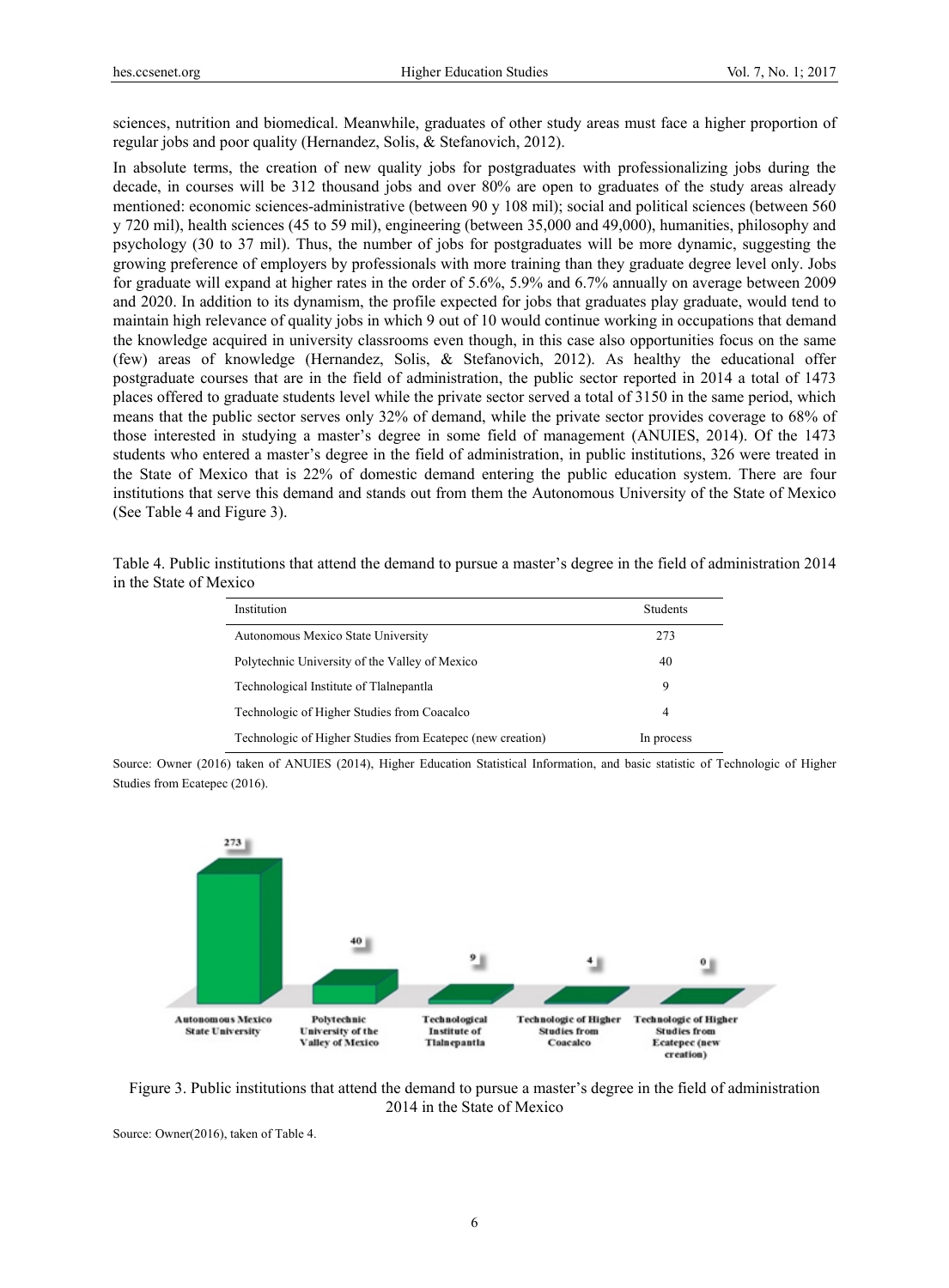sciences, nutrition and biomedical. Meanwhile, graduates of other study areas must face a higher proportion of regular jobs and poor quality (Hernandez, Solis, & Stefanovich, 2012).

In absolute terms, the creation of new quality jobs for postgraduates with professionalizing jobs during the decade, in courses will be 312 thousand jobs and over 80% are open to graduates of the study areas already mentioned: economic sciences-administrative (between 90 y 108 mil); social and political sciences (between 560 y 720 mil), health sciences (45 to 59 mil), engineering (between 35,000 and 49,000), humanities, philosophy and psychology (30 to 37 mil). Thus, the number of jobs for postgraduates will be more dynamic, suggesting the growing preference of employers by professionals with more training than they graduate degree level only. Jobs for graduate will expand at higher rates in the order of 5.6%, 5.9% and 6.7% annually on average between 2009 and 2020. In addition to its dynamism, the profile expected for jobs that graduates play graduate, would tend to maintain high relevance of quality jobs in which 9 out of 10 would continue working in occupations that demand the knowledge acquired in university classrooms even though, in this case also opportunities focus on the same (few) areas of knowledge (Hernandez, Solis, & Stefanovich, 2012). As healthy the educational offer postgraduate courses that are in the field of administration, the public sector reported in 2014 a total of 1473 places offered to graduate students level while the private sector served a total of 3150 in the same period, which means that the public sector serves only 32% of demand, while the private sector provides coverage to 68% of those interested in studying a master's degree in some field of management (ANUIES, 2014). Of the 1473 students who entered a master's degree in the field of administration, in public institutions, 326 were treated in the State of Mexico that is 22% of domestic demand entering the public education system. There are four institutions that serve this demand and stands out from them the Autonomous University of the State of Mexico (See Table 4 and Figure 3).

Table 4. Public institutions that attend the demand to pursue a master's degree in the field of administration 2014 in the State of Mexico

| Institution | Students |
|---|---|
| Autonomous Mexico State University | 273 |
| Polytechnic University of the Valley of Mexico | 40 |
| Technological Institute of Tlalnepantla | 9 |
| Technologic of Higher Studies from Coacalco | 4 |
| Technologic of Higher Studies from Ecatepec (new creation) | In process |

Source: Owner (2016) taken of ANUIES (2014), Higher Education Statistical Information, and basic statistic of Technologic of Higher Studies from Ecatepec (2016).

Figure 3. Public institutions that attend the demand to pursue a master's degree in the field of administration 2014 in the State of Mexico

Source: Owner(2016), taken of Table 4.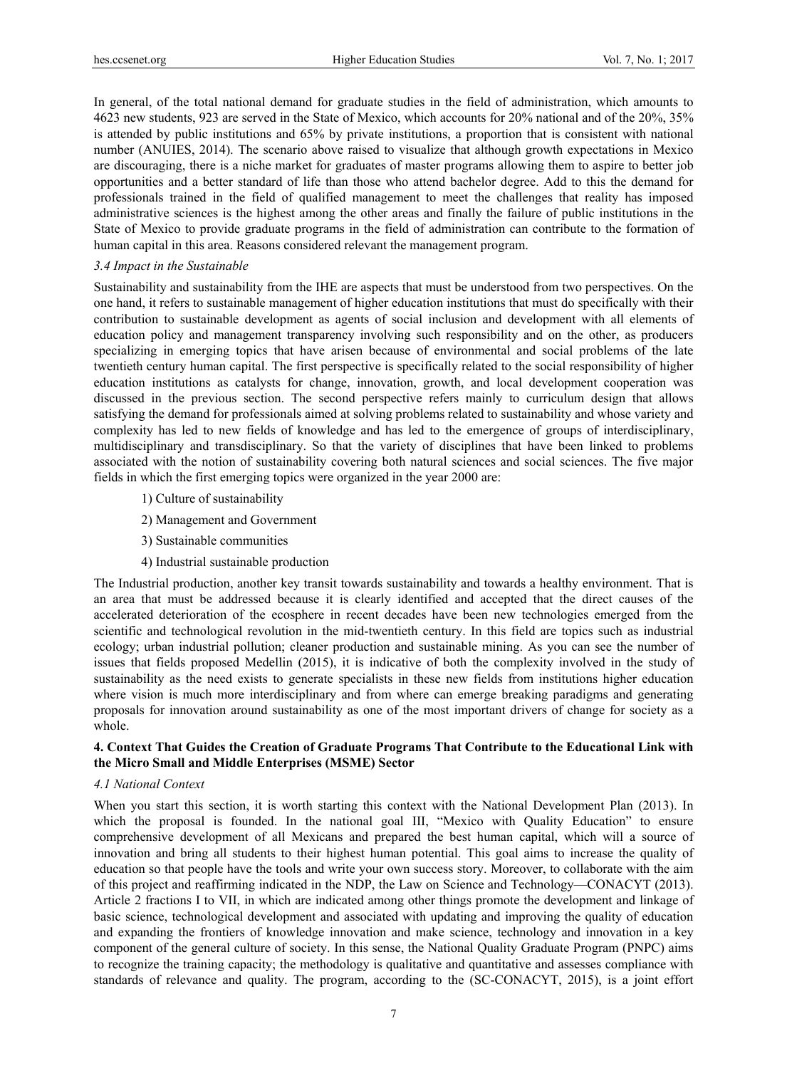In general, of the total national demand for graduate studies in the field of administration, which amounts to 4623 new students, 923 are served in the State of Mexico, which accounts for 20% national and of the 20%, 35% is attended by public institutions and 65% by private institutions, a proportion that is consistent with national number (ANUIES, 2014). The scenario above raised to visualize that although growth expectations in Mexico are discouraging, there is a niche market for graduates of master programs allowing them to aspire to better job opportunities and a better standard of life than those who attend bachelor degree. Add to this the demand for professionals trained in the field of qualified management to meet the challenges that reality has imposed administrative sciences is the highest among the other areas and finally the failure of public institutions in the State of Mexico to provide graduate programs in the field of administration can contribute to the formation of human capital in this area. Reasons considered relevant the management program.

### *3.4 Impact in the Sustainable*

Sustainability and sustainability from the IHE are aspects that must be understood from two perspectives. On the one hand, it refers to sustainable management of higher education institutions that must do specifically with their contribution to sustainable development as agents of social inclusion and development with all elements of education policy and management transparency involving such responsibility and on the other, as producers specializing in emerging topics that have arisen because of environmental and social problems of the late twentieth century human capital. The first perspective is specifically related to the social responsibility of higher education institutions as catalysts for change, innovation, growth, and local development cooperation was discussed in the previous section. The second perspective refers mainly to curriculum design that allows satisfying the demand for professionals aimed at solving problems related to sustainability and whose variety and complexity has led to new fields of knowledge and has led to the emergence of groups of interdisciplinary, multidisciplinary and transdisciplinary. So that the variety of disciplines that have been linked to problems associated with the notion of sustainability covering both natural sciences and social sciences. The five major fields in which the first emerging topics were organized in the year 2000 are:

1) Culture of sustainability
2) Management and Government
3) Sustainable communities
4) Industrial sustainable production

The Industrial production, another key transit towards sustainability and towards a healthy environment. That is an area that must be addressed because it is clearly identified and accepted that the direct causes of the accelerated deterioration of the ecosphere in recent decades have been new technologies emerged from the scientific and technological revolution in the mid-twentieth century. In this field are topics such as industrial ecology; urban industrial pollution; cleaner production and sustainable mining. As you can see the number of issues that fields proposed Medellin (2015), it is indicative of both the complexity involved in the study of sustainability as the need exists to generate specialists in these new fields from institutions higher education where vision is much more interdisciplinary and from where can emerge breaking paradigms and generating proposals for innovation around sustainability as one of the most important drivers of change for society as a whole.

## 4. Context That Guides the Creation of Graduate Programs That Contribute to the Educational Link with the Micro Small and Middle Enterprises (MSME) Sector

### *4.1 National Context*

When you start this section, it is worth starting this context with the National Development Plan (2013). In which the proposal is founded. In the national goal III, "Mexico with Quality Education" to ensure comprehensive development of all Mexicans and prepared the best human capital, which will a source of innovation and bring all students to their highest human potential. This goal aims to increase the quality of education so that people have the tools and write your own success story. Moreover, to collaborate with the aim of this project and reaffirming indicated in the NDP, the Law on Science and Technology—CONACYT (2013). Article 2 fractions I to VII, in which are indicated among other things promote the development and linkage of basic science, technological development and associated with updating and improving the quality of education and expanding the frontiers of knowledge innovation and make science, technology and innovation in a key component of the general culture of society. In this sense, the National Quality Graduate Program (PNPC) aims to recognize the training capacity; the methodology is qualitative and quantitative and assesses compliance with standards of relevance and quality. The program, according to the (SC-CONACYT, 2015), is a joint effort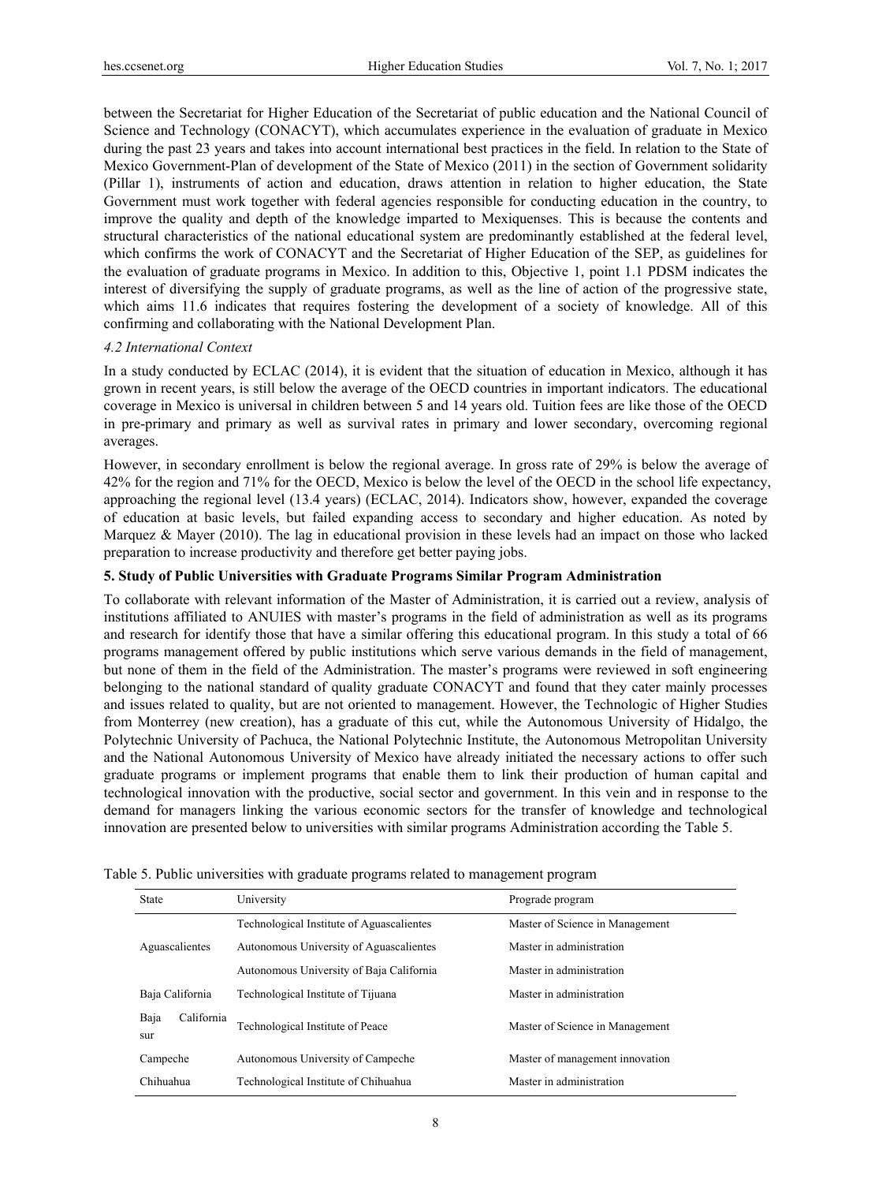between the Secretariat for Higher Education of the Secretariat of public education and the National Council of Science and Technology (CONACYT), which accumulates experience in the evaluation of graduate in Mexico during the past 23 years and takes into account international best practices in the field. In relation to the State of Mexico Government-Plan of development of the State of Mexico (2011) in the section of Government solidarity (Pillar 1), instruments of action and education, draws attention in relation to higher education, the State Government must work together with federal agencies responsible for conducting education in the country, to improve the quality and depth of the knowledge imparted to Mexiquenses. This is because the contents and structural characteristics of the national educational system are predominantly established at the federal level, which confirms the work of CONACYT and the Secretariat of Higher Education of the SEP, as guidelines for the evaluation of graduate programs in Mexico. In addition to this, Objective 1, point 1.1 PDSM indicates the interest of diversifying the supply of graduate programs, as well as the line of action of the progressive state, which aims 11.6 indicates that requires fostering the development of a society of knowledge. All of this confirming and collaborating with the National Development Plan.

### *4.2 International Context*

In a study conducted by ECLAC (2014), it is evident that the situation of education in Mexico, although it has grown in recent years, is still below the average of the OECD countries in important indicators. The educational coverage in Mexico is universal in children between 5 and 14 years old. Tuition fees are like those of the OECD in pre-primary and primary as well as survival rates in primary and lower secondary, overcoming regional averages.

However, in secondary enrollment is below the regional average. In gross rate of 29% is below the average of 42% for the region and 71% for the OECD, Mexico is below the level of the OECD in the school life expectancy, approaching the regional level (13.4 years) (ECLAC, 2014). Indicators show, however, expanded the coverage of education at basic levels, but failed expanding access to secondary and higher education. As noted by Marquez & Mayer (2010). The lag in educational provision in these levels had an impact on those who lacked preparation to increase productivity and therefore get better paying jobs.

## 5. Study of Public Universities with Graduate Programs Similar Program Administration

To collaborate with relevant information of the Master of Administration, it is carried out a review, analysis of institutions affiliated to ANUIES with master's programs in the field of administration as well as its programs and research for identify those that have a similar offering this educational program. In this study a total of 66 programs management offered by public institutions which serve various demands in the field of management, but none of them in the field of the Administration. The master's programs were reviewed in soft engineering belonging to the national standard of quality graduate CONACYT and found that they cater mainly processes and issues related to quality, but are not oriented to management. However, the Technologic of Higher Studies from Monterrey (new creation), has a graduate of this cut, while the Autonomous University of Hidalgo, the Polytechnic University of Pachuca, the National Polytechnic Institute, the Autonomous Metropolitan University and the National Autonomous University of Mexico have already initiated the necessary actions to offer such graduate programs or implement programs that enable them to link their production of human capital and technological innovation with the productive, social sector and government. In this vein and in response to the demand for managers linking the various economic sectors for the transfer of knowledge and technological innovation are presented below to universities with similar programs Administration according the Table 5.

Table 5. Public universities with graduate programs related to management program

| State | University | Prograde program |
|---|---|---|
| Aguascalientes | Technological Institute of Aguascalientes | Master of Science in Management |
| | Autonomous University of Aguascalientes | Master in administration |
| | Autonomous University of Baja California | Master in administration |
| Baja California | Technological Institute of Tijuana | Master in administration |
| Baja California sur | Technological Institute of Peace | Master of Science in Management |
| Campeche | Autonomous University of Campeche | Master of management innovation |
| Chihuahua | Technological Institute of Chihuahua | Master in administration |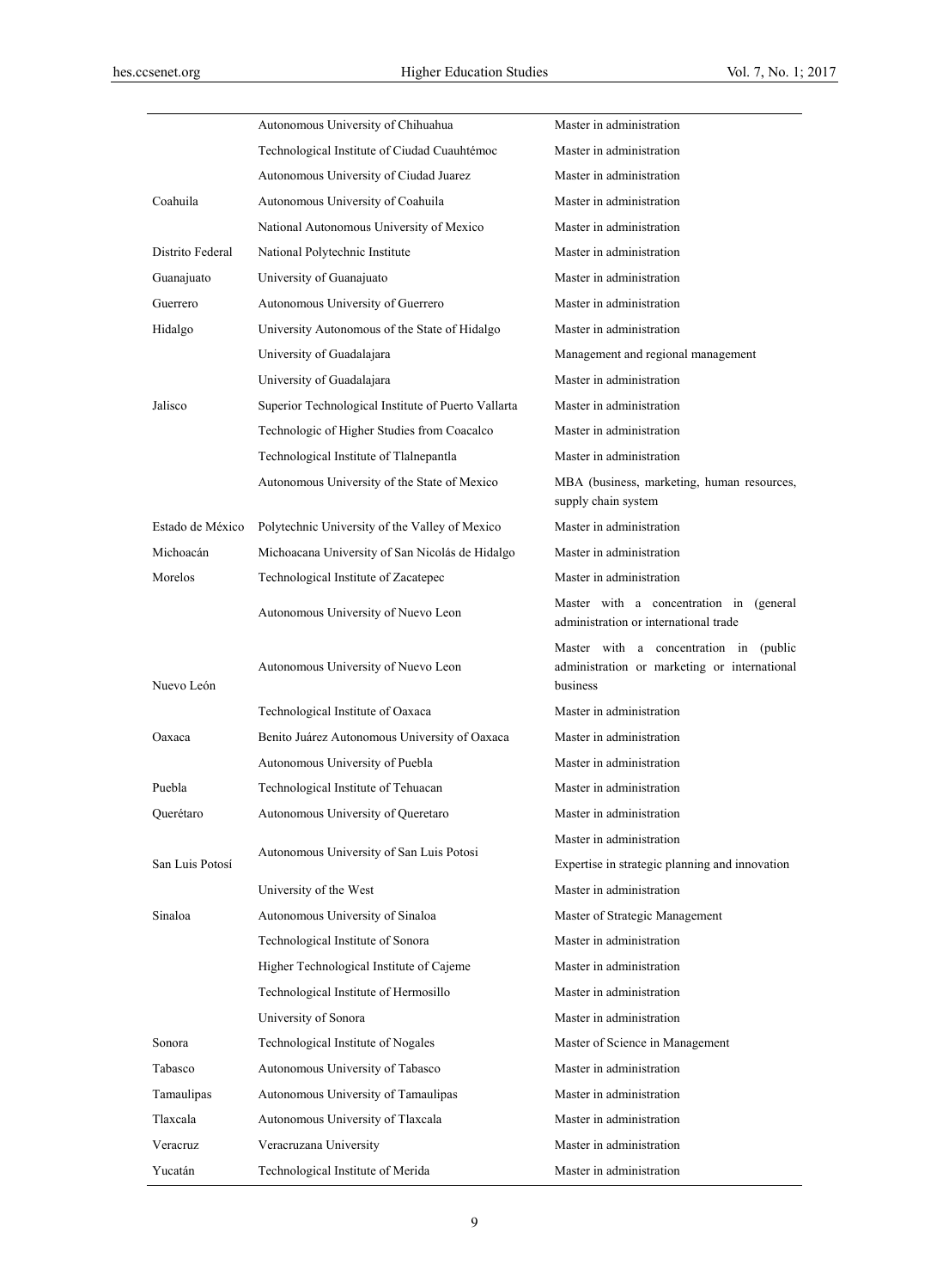| | | |
|---|---|---|
| | Autonomous University of Chihuahua | Master in administration |
| | Technological Institute of Ciudad Cuauhtémoc | Master in administration |
| | Autonomous University of Ciudad Juarez | Master in administration |
| Coahuila | Autonomous University of Coahuila | Master in administration |
| | National Autonomous University of Mexico | Master in administration |
| Distrito Federal | National Polytechnic Institute | Master in administration |
| Guanajuato | University of Guanajuato | Master in administration |
| Guerrero | Autonomous University of Guerrero | Master in administration |
| Hidalgo | University Autonomous of the State of Hidalgo | Master in administration |
| | University of Guadalajara | Management and regional management |
| | University of Guadalajara | Master in administration |
| Jalisco | Superior Technological Institute of Puerto Vallarta | Master in administration |
| | Technologic of Higher Studies from Coacalco | Master in administration |
| | Technological Institute of Tlalnepantla | Master in administration |
| | Autonomous University of the State of Mexico | MBA (business, marketing, human resources, supply chain system |
| Estado de México | Polytechnic University of the Valley of Mexico | Master in administration |
| Michoacán | Michoacana University of San Nicolás de Hidalgo | Master in administration |
| Morelos | Technological Institute of Zacatepec | Master in administration |
| | Autonomous University of Nuevo Leon | Master with a concentration in (general administration or international trade |
| Nuevo León | Autonomous University of Nuevo Leon | Master with a concentration in (public administration or marketing or international business |
| | Technological Institute of Oaxaca | Master in administration |
| Oaxaca | Benito Juárez Autonomous University of Oaxaca | Master in administration |
| | Autonomous University of Puebla | Master in administration |
| Puebla | Technological Institute of Tehuacan | Master in administration |
| Querétaro | Autonomous University of Queretaro | Master in administration |
| San Luis Potosí | Autonomous University of San Luis Potosi | Master in administration |
| | | Expertise in strategic planning and innovation |
| | University of the West | Master in administration |
| Sinaloa | Autonomous University of Sinaloa | Master of Strategic Management |
| | Technological Institute of Sonora | Master in administration |
| | Higher Technological Institute of Cajeme | Master in administration |
| | Technological Institute of Hermosillo | Master in administration |
| | University of Sonora | Master in administration |
| Sonora | Technological Institute of Nogales | Master of Science in Management |
| Tabasco | Autonomous University of Tabasco | Master in administration |
| Tamaulipas | Autonomous University of Tamaulipas | Master in administration |
| Tlaxcala | Autonomous University of Tlaxcala | Master in administration |
| Veracruz | Veracruzana University | Master in administration |
| Yucatán | Technological Institute of Merida | Master in administration |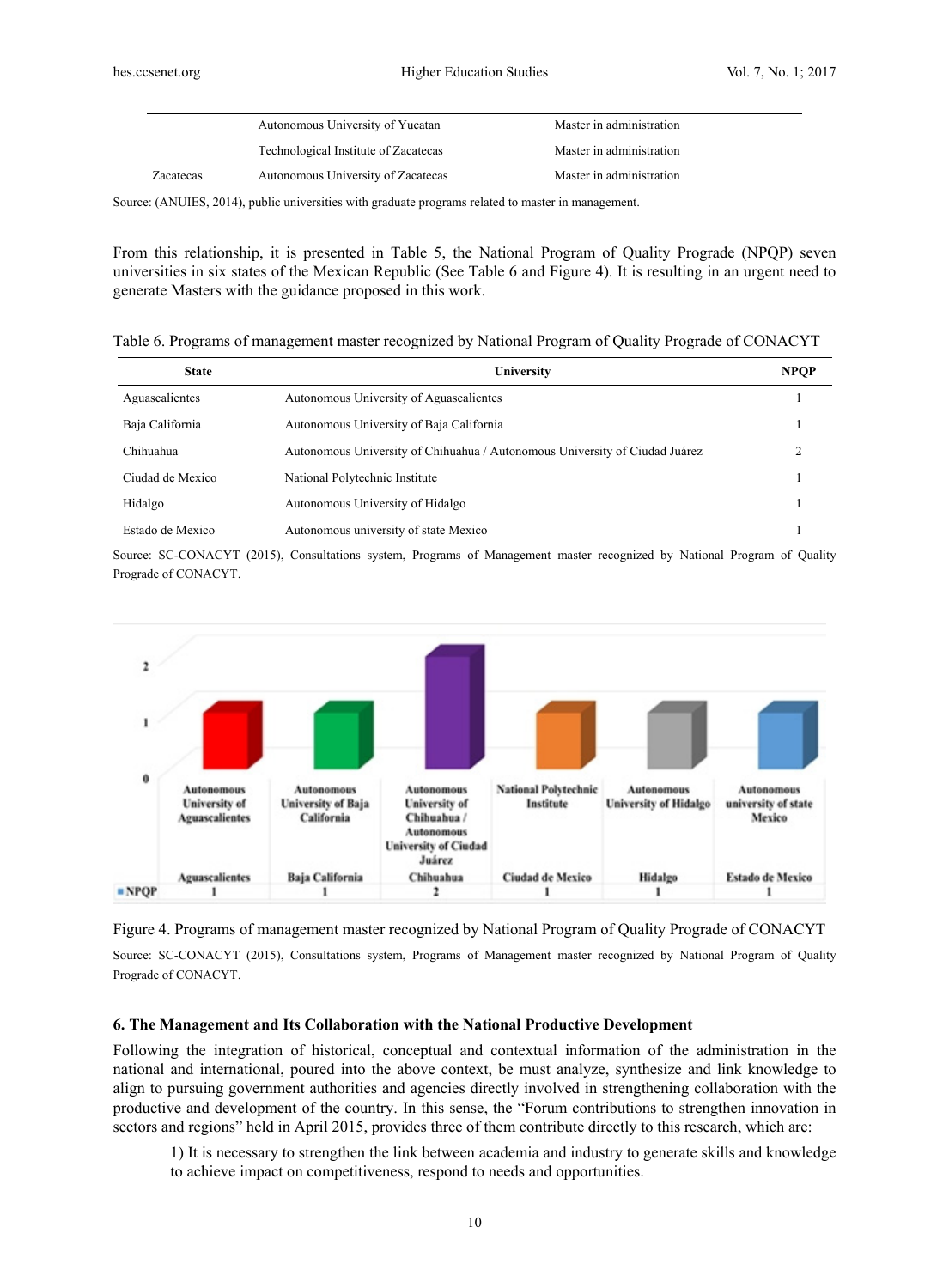| | | |
|---|---|---|
| | Autonomous University of Yucatan | Master in administration |
| | Technological Institute of Zacatecas | Master in administration |
| Zacatecas | Autonomous University of Zacatecas | Master in administration |

Source: (ANUIES, 2014), public universities with graduate programs related to master in management.

From this relationship, it is presented in Table 5, the National Program of Quality Prograde (NPQP) seven universities in six states of the Mexican Republic (See Table 6 and Figure 4). It is resulting in an urgent need to generate Masters with the guidance proposed in this work.

Table 6. Programs of management master recognized by National Program of Quality Prograde of CONACYT

| State | University | NPQP |
|---|---|---|
| Aguascalientes | Autonomous University of Aguascalientes | 1 |
| Baja California | Autonomous University of Baja California | 1 |
| Chihuahua | Autonomous University of Chihuahua / Autonomous University of Ciudad Juárez | 2 |
| Ciudad de Mexico | National Polytechnic Institute | 1 |
| Hidalgo | Autonomous University of Hidalgo | 1 |
| Estado de Mexico | Autonomous university of state Mexico | 1 |

Source: SC-CONACYT (2015), Consultations system, Programs of Management master recognized by National Program of Quality Prograde of CONACYT.

| | Autonomous University of Aguascalientes | Autonomous University of Baja California | Autonomous University of Chihuahua / Autonomous University of Ciudad Juárez | National Polytechnic Institute | Autonomous University of Hidalgo | Autonomous university of state Mexico |
|---|---|---|---|---|---|---|
| | Aguascalientes | Baja California | Chihuahua | Ciudad de Mexico | Hidalgo | Estado de Mexico |
| NPQP | 1 | 1 | 2 | 1 | 1 | 1 |

Figure 4. Programs of management master recognized by National Program of Quality Prograde of CONACYT

Source: SC-CONACYT (2015), Consultations system, Programs of Management master recognized by National Program of Quality Prograde of CONACYT.

## 6. The Management and Its Collaboration with the National Productive Development

Following the integration of historical, conceptual and contextual information of the administration in the national and international, poured into the above context, be must analyze, synthesize and link knowledge to align to pursuing government authorities and agencies directly involved in strengthening collaboration with the productive and development of the country. In this sense, the "Forum contributions to strengthen innovation in sectors and regions" held in April 2015, provides three of them contribute directly to this research, which are:

1) It is necessary to strengthen the link between academia and industry to generate skills and knowledge to achieve impact on competitiveness, respond to needs and opportunities.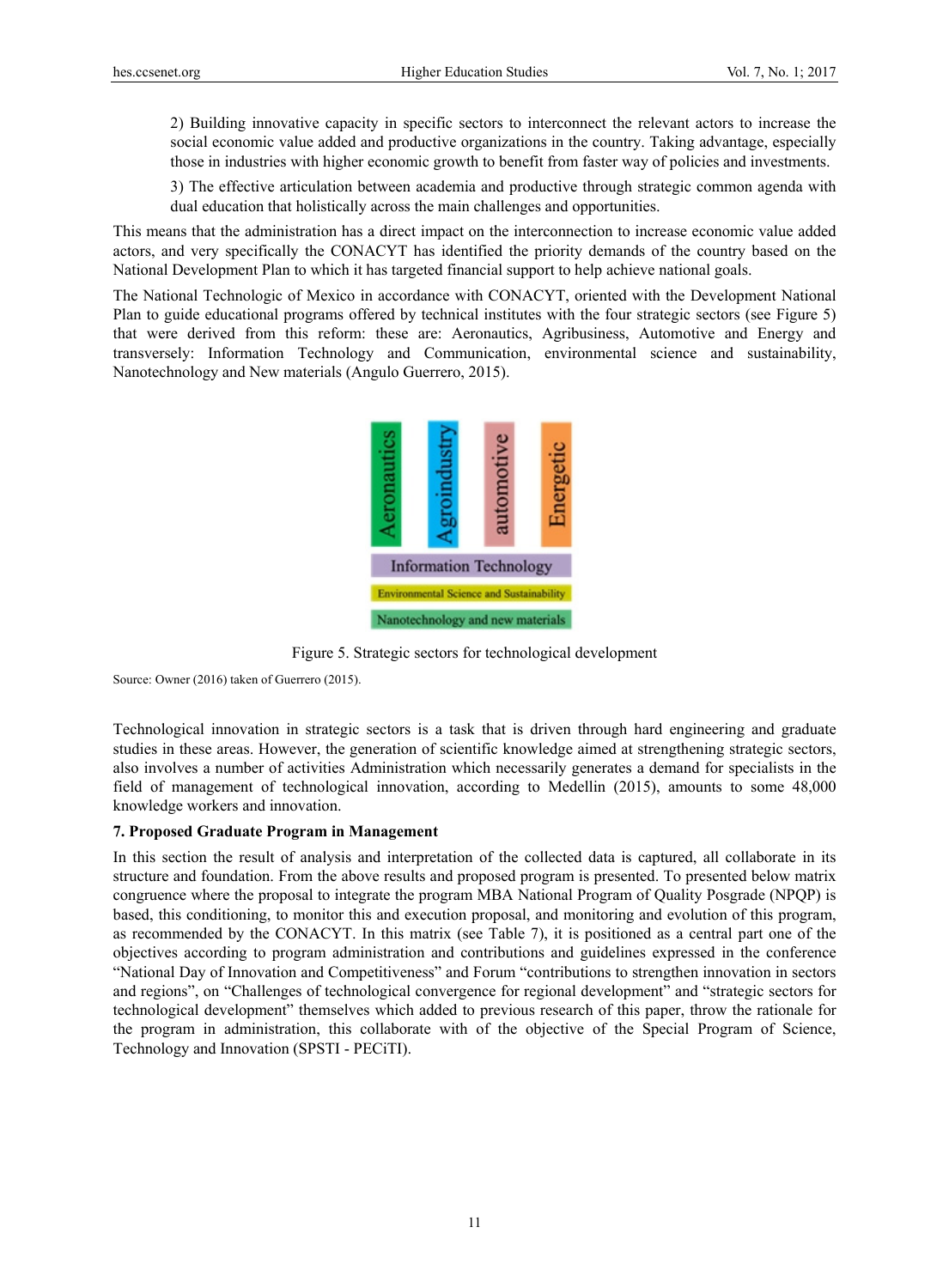2) Building innovative capacity in specific sectors to interconnect the relevant actors to increase the social economic value added and productive organizations in the country. Taking advantage, especially those in industries with higher economic growth to benefit from faster way of policies and investments.

3) The effective articulation between academia and productive through strategic common agenda with dual education that holistically across the main challenges and opportunities.

This means that the administration has a direct impact on the interconnection to increase economic value added actors, and very specifically the CONACYT has identified the priority demands of the country based on the National Development Plan to which it has targeted financial support to help achieve national goals.

The National Technologic of Mexico in accordance with CONACYT, oriented with the Development National Plan to guide educational programs offered by technical institutes with the four strategic sectors (see Figure 5) that were derived from this reform: these are: Aeronautics, Agribusiness, Automotive and Energy and transversely: Information Technology and Communication, environmental science and sustainability, Nanotechnology and New materials (Angulo Guerrero, 2015).

Aeronautics | Agroindustry | automotive | Energetic

Information Technology

Environmental Science and Sustainability

Nanotechnology and new materials

Figure 5. Strategic sectors for technological development

Source: Owner (2016) taken of Guerrero (2015).

Technological innovation in strategic sectors is a task that is driven through hard engineering and graduate studies in these areas. However, the generation of scientific knowledge aimed at strengthening strategic sectors, also involves a number of activities Administration which necessarily generates a demand for specialists in the field of management of technological innovation, according to Medellin (2015), amounts to some 48,000 knowledge workers and innovation.

## 7. Proposed Graduate Program in Management

In this section the result of analysis and interpretation of the collected data is captured, all collaborate in its structure and foundation. From the above results and proposed program is presented. To presented below matrix congruence where the proposal to integrate the program MBA National Program of Quality Posgrade (NPQP) is based, this conditioning, to monitor this and execution proposal, and monitoring and evolution of this program, as recommended by the CONACYT. In this matrix (see Table 7), it is positioned as a central part one of the objectives according to program administration and contributions and guidelines expressed in the conference "National Day of Innovation and Competitiveness" and Forum "contributions to strengthen innovation in sectors and regions", on "Challenges of technological convergence for regional development" and "strategic sectors for technological development" themselves which added to previous research of this paper, throw the rationale for the program in administration, this collaborate with of the objective of the Special Program of Science, Technology and Innovation (SPSTI - PECiTI).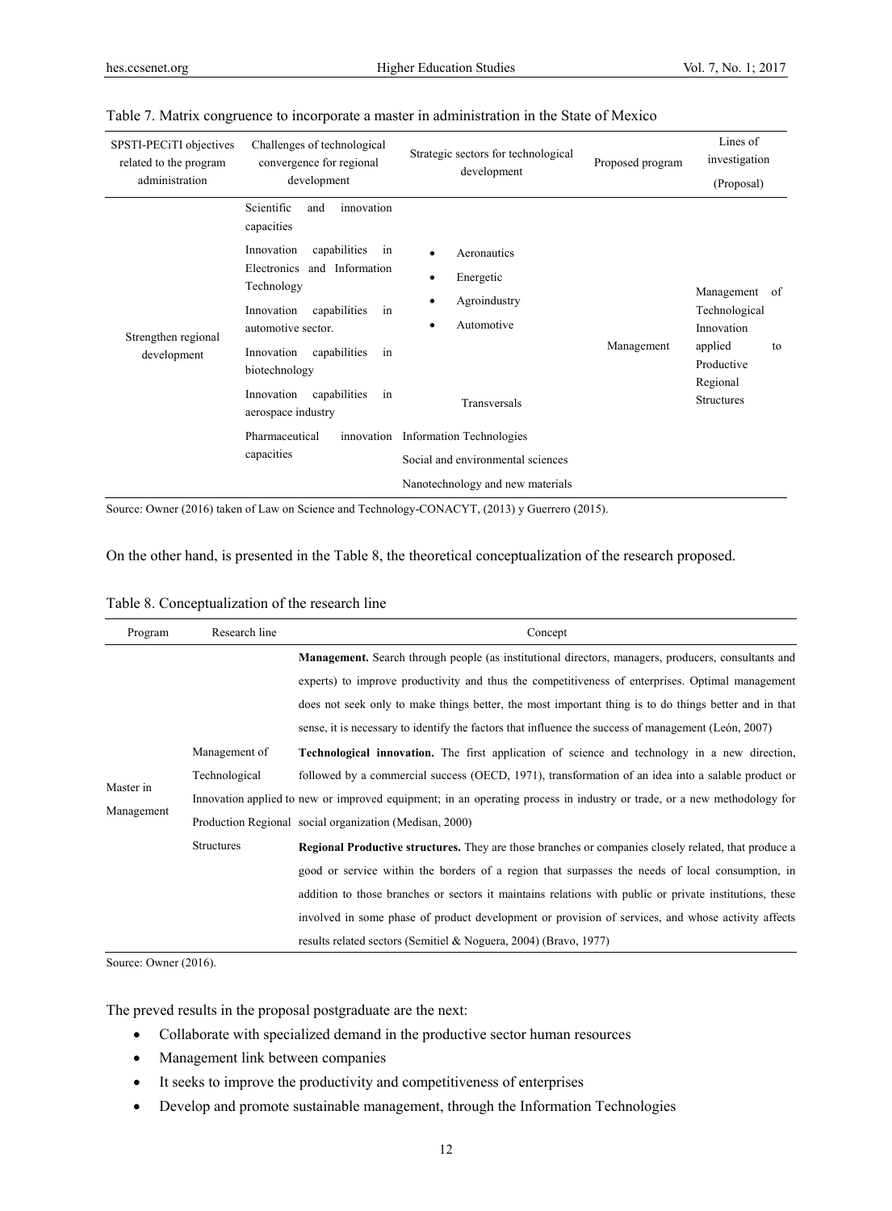Table 7. Matrix congruence to incorporate a master in administration in the State of Mexico

| SPSTI-PECiTI objectives related to the program administration | Challenges of technological convergence for regional development | Strategic sectors for technological development | Proposed program | Lines of investigation (Proposal) |
|---|---|---|---|---|
| Strengthen regional development | Scientific and innovation capacities<br>Innovation capabilities in Electronics and Information Technology<br>Innovation capabilities in automotive sector.<br>Innovation capabilities in biotechnology<br>Innovation capabilities in aerospace industry<br>Pharmaceutical innovation capacities | • Aeronautics<br>• Energetic<br>• Agroindustry<br>• Automotive<br><br>Transversals<br>Information Technologies<br>Social and environmental sciences<br>Nanotechnology and new materials | Management | Management of Technological Innovation applied to Productive Regional Structures |

Source: Owner (2016) taken of Law on Science and Technology-CONACYT, (2013) y Guerrero (2015).

On the other hand, is presented in the Table 8, the theoretical conceptualization of the research proposed.

Table 8. Conceptualization of the research line

| Program | Research line | Concept |
|---|---|---|
| Master in Management | Management of Technological Innovation applied to Production Regional Structures | **Management.** Search through people (as institutional directors, managers, producers, consultants and experts) to improve productivity and thus the competitiveness of enterprises. Optimal management does not seek only to make things better, the most important thing is to do things better and in that sense, it is necessary to identify the factors that influence the success of management (León, 2007)<br>**Technological innovation.** The first application of science and technology in a new direction, followed by a commercial success (OECD, 1971), transformation of an idea into a salable product or new or improved equipment; in an operating process in industry or trade, or a new methodology for social organization (Medisan, 2000)<br>**Regional Productive structures.** They are those branches or companies closely related, that produce a good or service within the borders of a region that surpasses the needs of local consumption, in addition to those branches or sectors it maintains relations with public or private institutions, these involved in some phase of product development or provision of services, and whose activity affects results related sectors (Semitiel & Noguera, 2004) (Bravo, 1977) |

Source: Owner (2016).

The preved results in the proposal postgraduate are the next:

- Collaborate with specialized demand in the productive sector human resources
- Management link between companies
- It seeks to improve the productivity and competitiveness of enterprises
- Develop and promote sustainable management, through the Information Technologies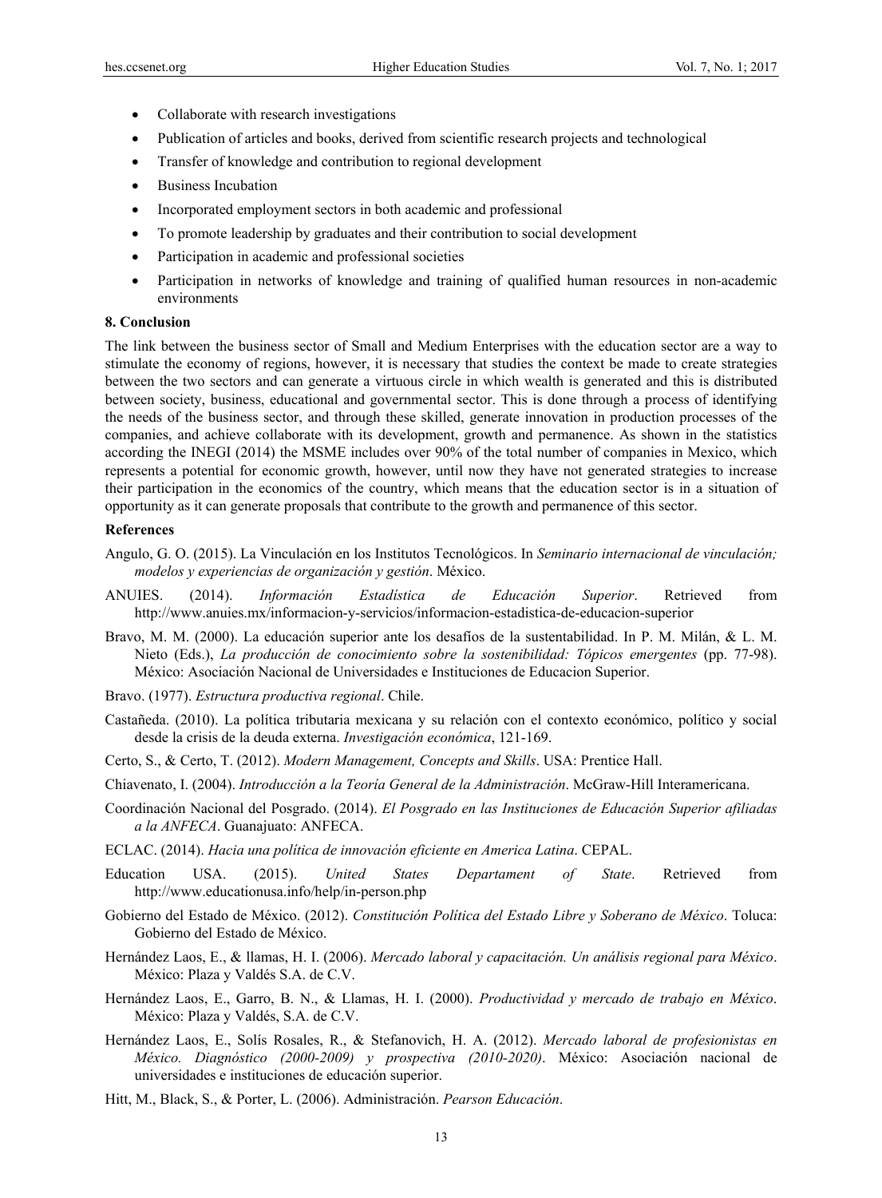- Collaborate with research investigations
- Publication of articles and books, derived from scientific research projects and technological
- Transfer of knowledge and contribution to regional development
- Business Incubation
- Incorporated employment sectors in both academic and professional
- To promote leadership by graduates and their contribution to social development
- Participation in academic and professional societies
- Participation in networks of knowledge and training of qualified human resources in non-academic environments

## 8. Conclusion

The link between the business sector of Small and Medium Enterprises with the education sector are a way to stimulate the economy of regions, however, it is necessary that studies the context be made to create strategies between the two sectors and can generate a virtuous circle in which wealth is generated and this is distributed between society, business, educational and governmental sector. This is done through a process of identifying the needs of the business sector, and through these skilled, generate innovation in production processes of the companies, and achieve collaborate with its development, growth and permanence. As shown in the statistics according the INEGI (2014) the MSME includes over 90% of the total number of companies in Mexico, which represents a potential for economic growth, however, until now they have not generated strategies to increase their participation in the economics of the country, which means that the education sector is in a situation of opportunity as it can generate proposals that contribute to the growth and permanence of this sector.

## References

Angulo, G. O. (2015). La Vinculación en los Institutos Tecnológicos. In *Seminario internacional de vinculación; modelos y experiencias de organización y gestión*. México.

ANUIES. (2014). *Información Estadística de Educación Superior*. Retrieved from http://www.anuies.mx/informacion-y-servicios/informacion-estadistica-de-educacion-superior

Bravo, M. M. (2000). La educación superior ante los desafíos de la sustentabilidad. In P. M. Milán, & L. M. Nieto (Eds.), *La producción de conocimiento sobre la sostenibilidad: Tópicos emergentes* (pp. 77-98). México: Asociación Nacional de Universidades e Instituciones de Educacion Superior.

Bravo. (1977). *Estructura productiva regional*. Chile.

Castañeda. (2010). La política tributaria mexicana y su relación con el contexto económico, político y social desde la crisis de la deuda externa. *Investigación económica*, 121-169.

Certo, S., & Certo, T. (2012). *Modern Management, Concepts and Skills*. USA: Prentice Hall.

Chiavenato, I. (2004). *Introducción a la Teoría General de la Administración*. McGraw-Hill Interamericana.

Coordinación Nacional del Posgrado. (2014). *El Posgrado en las Instituciones de Educación Superior afiliadas a la ANFECA*. Guanajuato: ANFECA.

ECLAC. (2014). *Hacia una política de innovación eficiente en America Latina*. CEPAL.

Education USA. (2015). *United States Departament of State*. Retrieved from http://www.educationusa.info/help/in-person.php

Gobierno del Estado de México. (2012). *Constitución Política del Estado Libre y Soberano de México*. Toluca: Gobierno del Estado de México.

Hernández Laos, E., & llamas, H. I. (2006). *Mercado laboral y capacitación. Un análisis regional para México*. México: Plaza y Valdés S.A. de C.V.

Hernández Laos, E., Garro, B. N., & Llamas, H. I. (2000). *Productividad y mercado de trabajo en México*. México: Plaza y Valdés, S.A. de C.V.

Hernández Laos, E., Solís Rosales, R., & Stefanovich, H. A. (2012). *Mercado laboral de profesionistas en México. Diagnóstico (2000-2009) y prospectiva (2010-2020)*. México: Asociación nacional de universidades e instituciones de educación superior.

Hitt, M., Black, S., & Porter, L. (2006). Administración. *Pearson Educación*.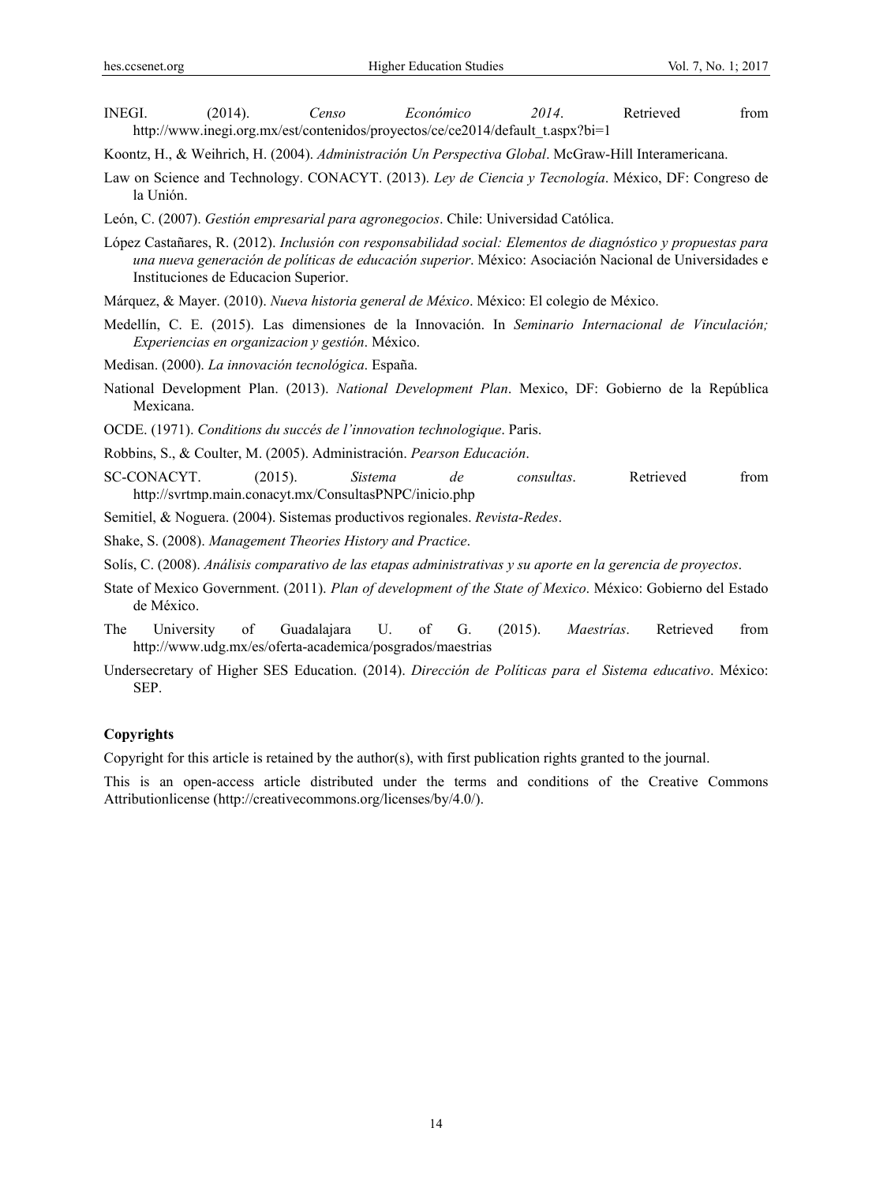INEGI. (2014). *Censo Económico 2014*. Retrieved from http://www.inegi.org.mx/est/contenidos/proyectos/ce/ce2014/default_t.aspx?bi=1

Koontz, H., & Weihrich, H. (2004). *Administración Un Perspectiva Global*. McGraw-Hill Interamericana.

Law on Science and Technology. CONACYT. (2013). *Ley de Ciencia y Tecnología*. México, DF: Congreso de la Unión.

León, C. (2007). *Gestión empresarial para agronegocios*. Chile: Universidad Católica.

López Castañares, R. (2012). *Inclusión con responsabilidad social: Elementos de diagnóstico y propuestas para una nueva generación de políticas de educación superior*. México: Asociación Nacional de Universidades e Instituciones de Educacion Superior.

Márquez, & Mayer. (2010). *Nueva historia general de México*. México: El colegio de México.

Medellín, C. E. (2015). Las dimensiones de la Innovación. In *Seminario Internacional de Vinculación; Experiencias en organizacion y gestión*. México.

Medisan. (2000). *La innovación tecnológica*. España.

National Development Plan. (2013). *National Development Plan*. Mexico, DF: Gobierno de la República Mexicana.

OCDE. (1971). *Conditions du succés de l'innovation technologique*. Paris.

Robbins, S., & Coulter, M. (2005). Administración. *Pearson Educación*.

SC-CONACYT. (2015). *Sistema de consultas*. Retrieved from http://svrtmp.main.conacyt.mx/ConsultasPNPC/inicio.php

Semitiel, & Noguera. (2004). Sistemas productivos regionales. *Revista-Redes*.

Shake, S. (2008). *Management Theories History and Practice*.

Solís, C. (2008). *Análisis comparativo de las etapas administrativas y su aporte en la gerencia de proyectos*.

State of Mexico Government. (2011). *Plan of development of the State of Mexico*. México: Gobierno del Estado de México.

The University of Guadalajara U. of G. (2015). *Maestrías*. Retrieved from http://www.udg.mx/es/oferta-academica/posgrados/maestrias

Undersecretary of Higher SES Education. (2014). *Dirección de Políticas para el Sistema educativo*. México: SEP.

**Copyrights**

Copyright for this article is retained by the author(s), with first publication rights granted to the journal.

This is an open-access article distributed under the terms and conditions of the Creative Commons Attributionlicense (http://creativecommons.org/licenses/by/4.0/).